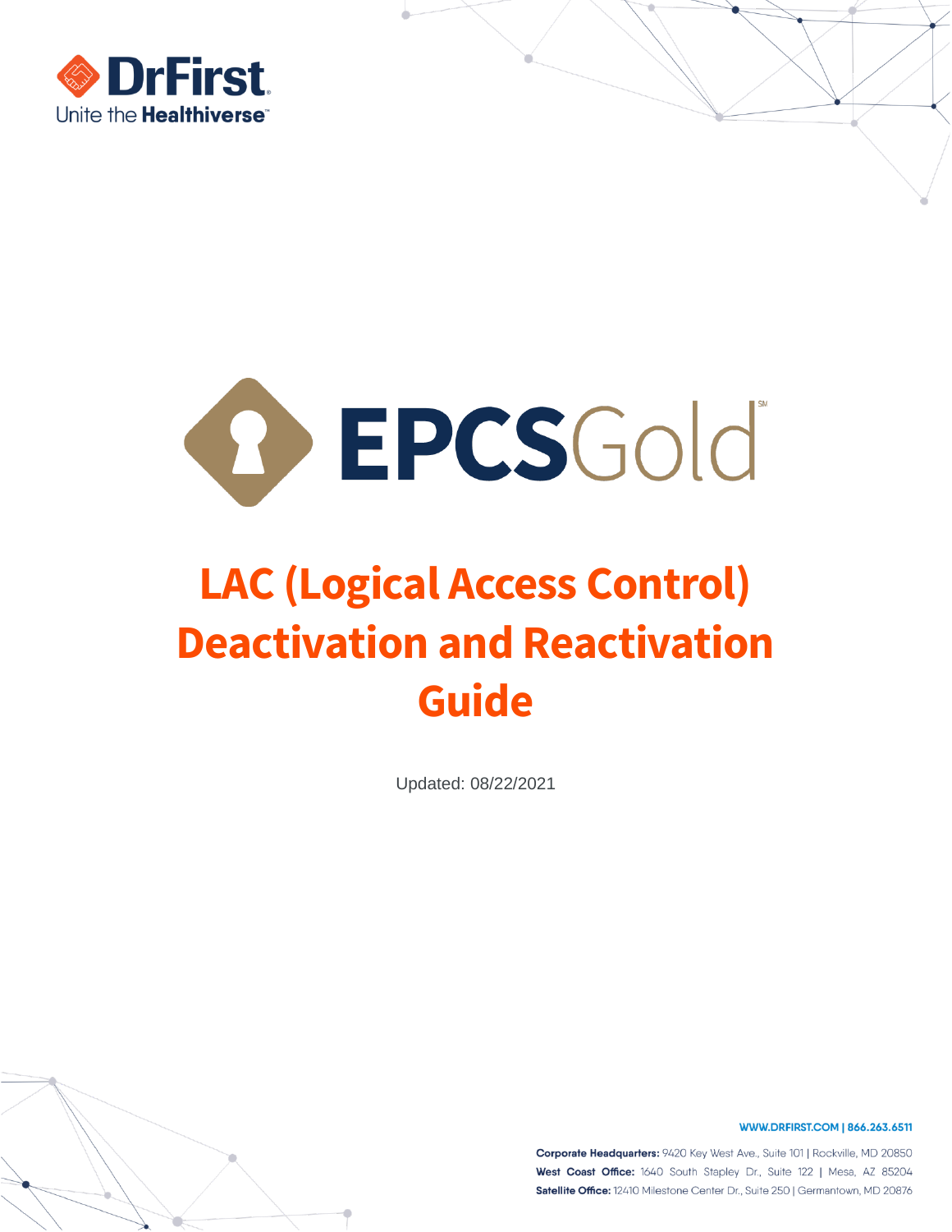DrFirst

Unite the Healthiverse™

EPCSGold℠

# LAC (Logical Access Control) Deactivation and Reactivation Guide

Updated: 08/22/2021

WWW.DRFIRST.COM | 866.263.6511

**Corporate Headquarters:** 9420 Key West Ave., Suite 101 | Rockville, MD 20850

**West Coast Office:** 1640 South Stapley Dr., Suite 122 | Mesa, AZ 85204

**Satellite Office:** 12410 Milestone Center Dr., Suite 250 | Germantown, MD 20876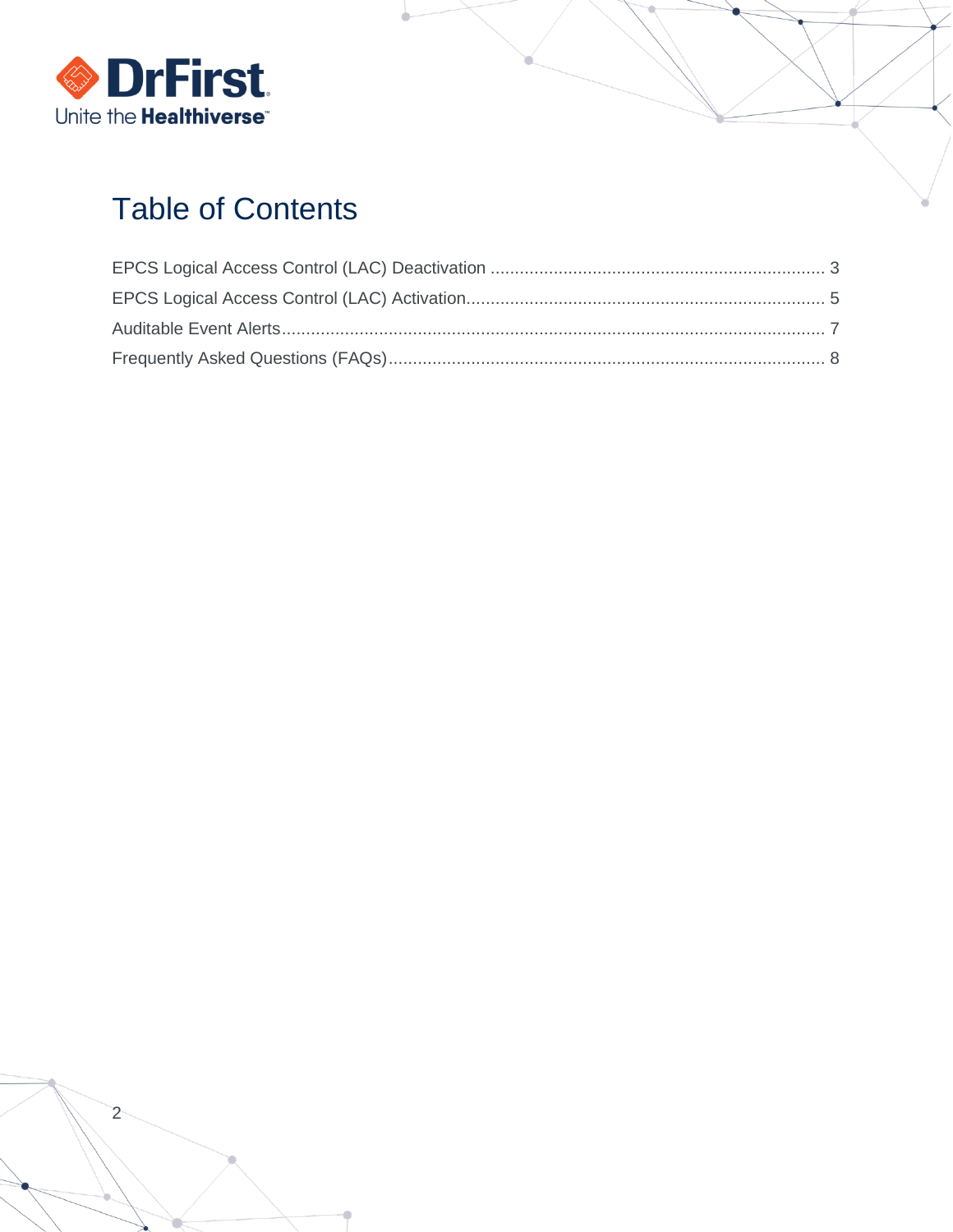# Table of Contents

EPCS Logical Access Control (LAC) Deactivation .................................................................... 3

EPCS Logical Access Control (LAC) Activation......................................................................... 5

Auditable Event Alerts................................................................................................................ 7

Frequently Asked Questions (FAQs)......................................................................................... 8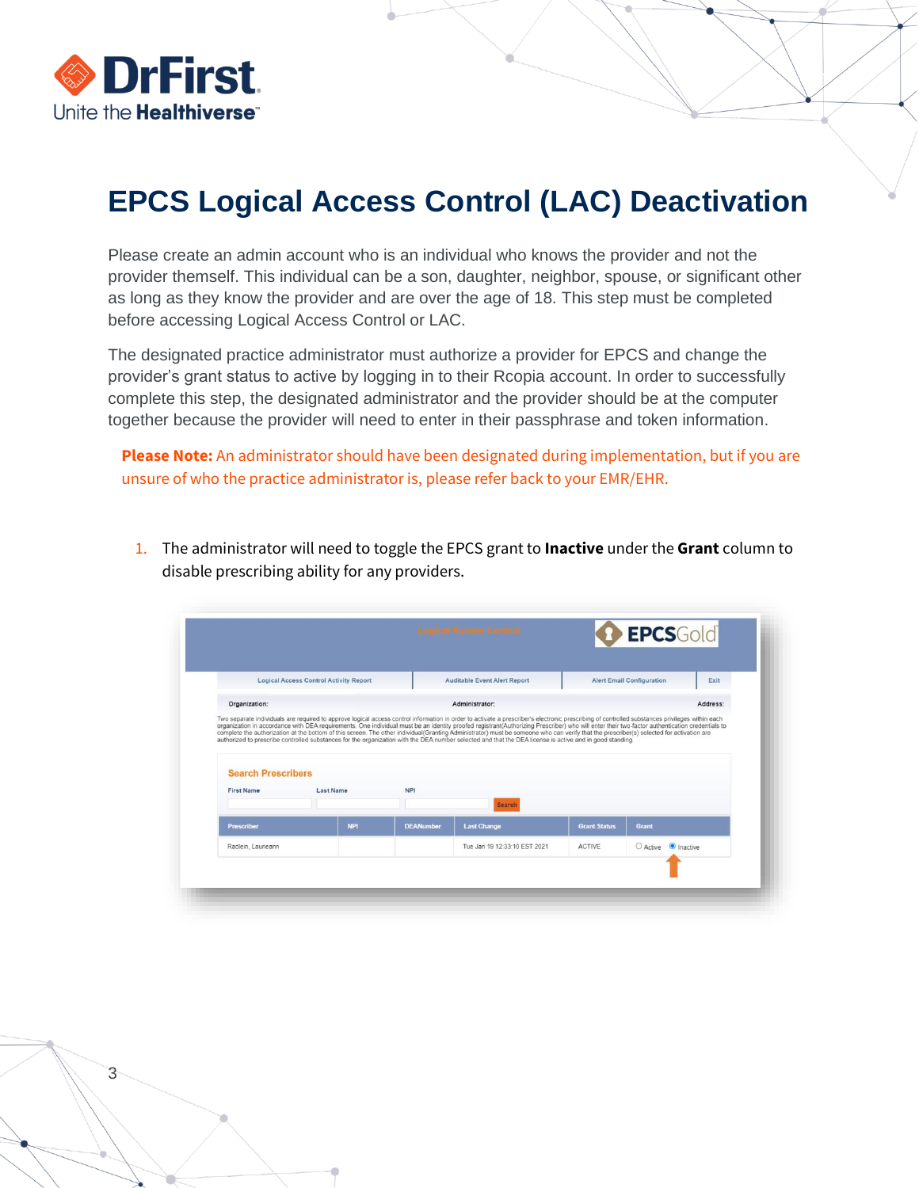# EPCS Logical Access Control (LAC) Deactivation

Please create an admin account who is an individual who knows the provider and not the provider themself. This individual can be a son, daughter, neighbor, spouse, or significant other as long as they know the provider and are over the age of 18. This step must be completed before accessing Logical Access Control or LAC.

The designated practice administrator must authorize a provider for EPCS and change the provider's grant status to active by logging in to their Rcopia account. In order to successfully complete this step, the designated administrator and the provider should be at the computer together because the provider will need to enter in their passphrase and token information.

**Please Note:** An administrator should have been designated during implementation, but if you are unsure of who the practice administrator is, please refer back to your EMR/EHR.

1. The administrator will need to toggle the EPCS grant to **Inactive** under the **Grant** column to disable prescribing ability for any providers.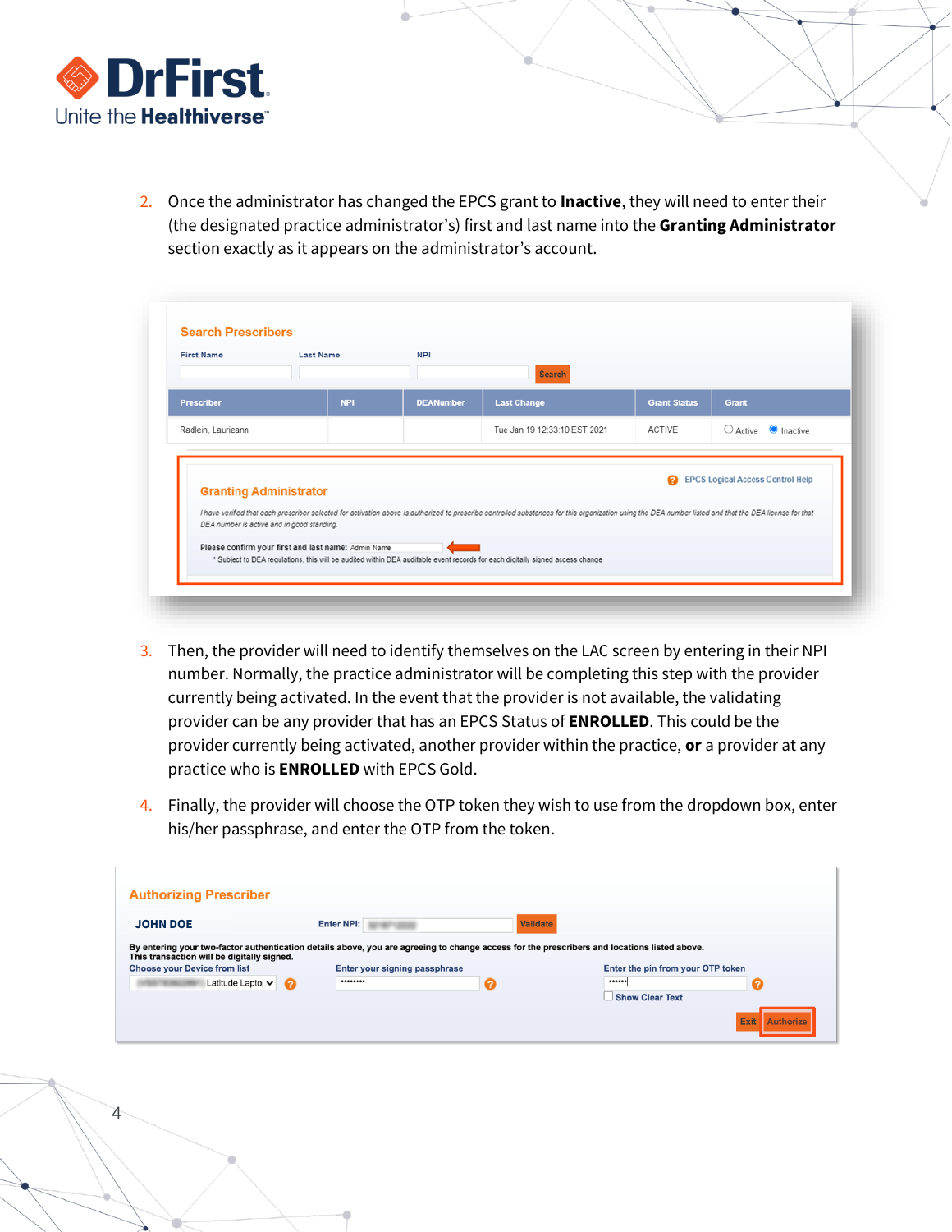2. Once the administrator has changed the EPCS grant to **Inactive**, they will need to enter their (the designated practice administrator's) first and last name into the **Granting Administrator** section exactly as it appears on the administrator's account.

3. Then, the provider will need to identify themselves on the LAC screen by entering in their NPI number. Normally, the practice administrator will be completing this step with the provider currently being activated. In the event that the provider is not available, the validating provider can be any provider that has an EPCS Status of **ENROLLED**. This could be the provider currently being activated, another provider within the practice, **or** a provider at any practice who is **ENROLLED** with EPCS Gold.

4. Finally, the provider will choose the OTP token they wish to use from the dropdown box, enter his/her passphrase, and enter the OTP from the token.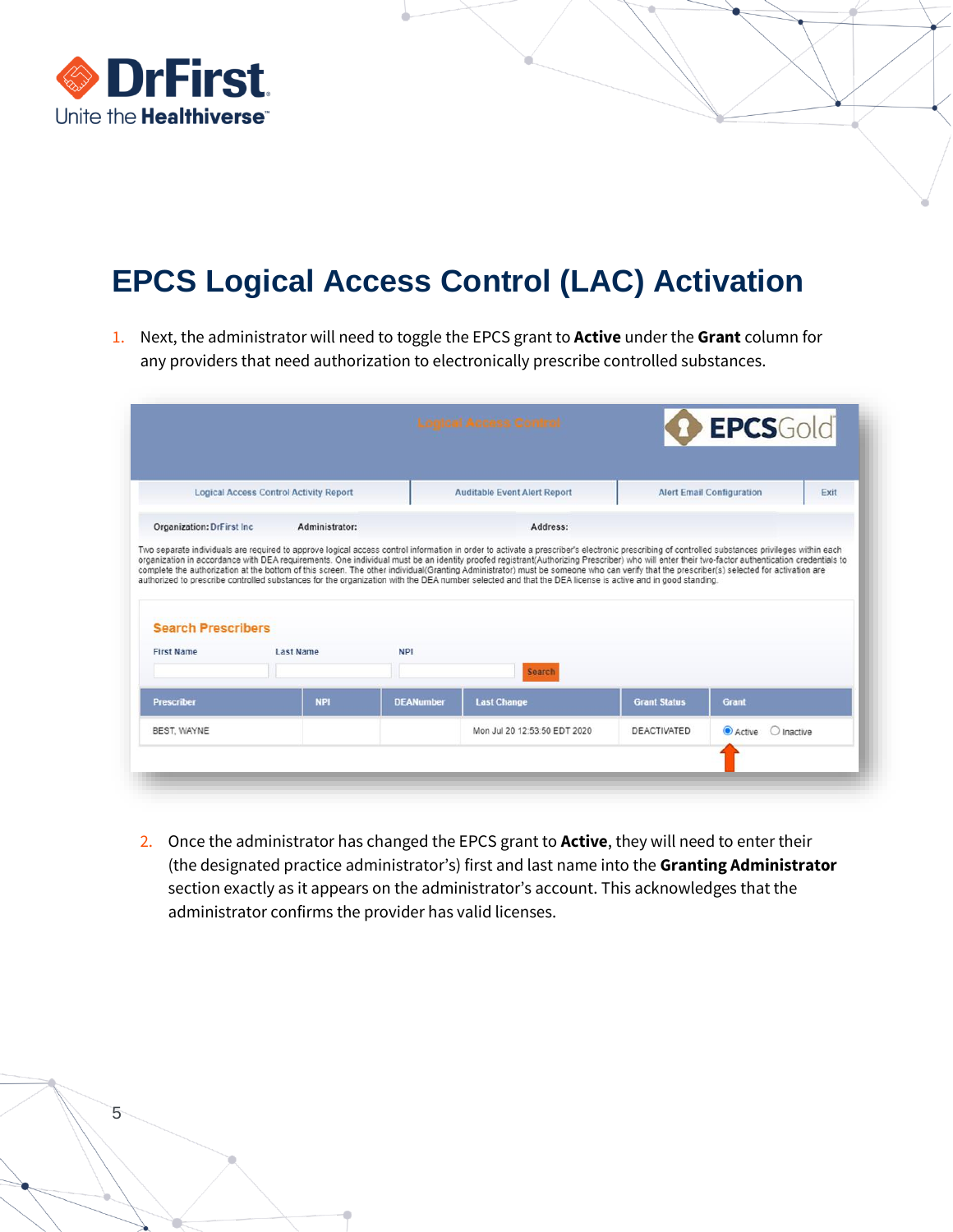# EPCS Logical Access Control (LAC) Activation

1. Next, the administrator will need to toggle the EPCS grant to **Active** under the **Grant** column for any providers that need authorization to electronically prescribe controlled substances.

2. Once the administrator has changed the EPCS grant to **Active**, they will need to enter their (the designated practice administrator's) first and last name into the **Granting Administrator** section exactly as it appears on the administrator's account. This acknowledges that the administrator confirms the provider has valid licenses.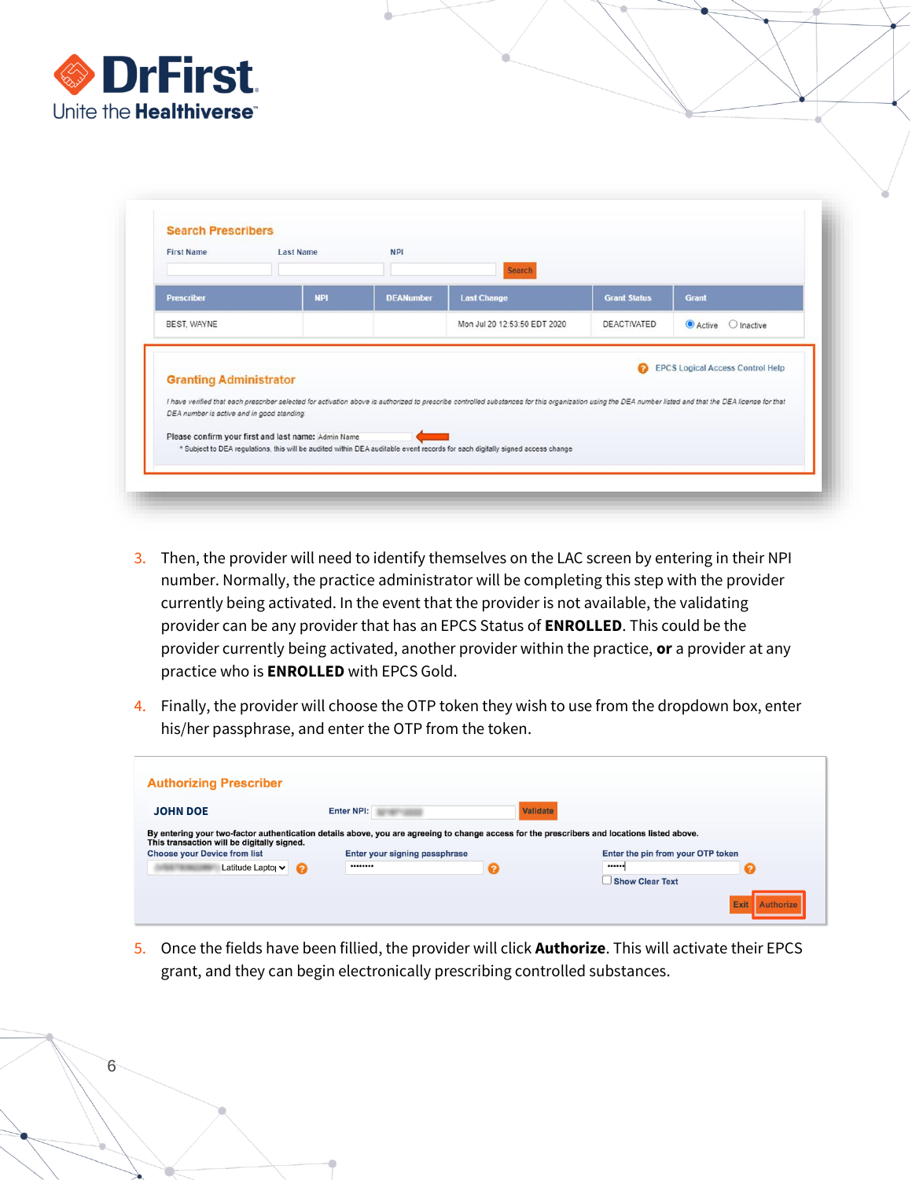**Search Prescribers**

| First Name | Last Name | NPI | |
|---|---|---|---|
| | | | Search |

| Prescriber | NPI | DEANumber | Last Change | Grant Status | Grant |
|---|---|---|---|---|---|
| BEST, WAYNE | | | Mon Jul 20 12:53:50 EDT 2020 | DEACTIVATED | Active / Inactive |

**Granting Administrator**

EPCS Logical Access Control Help

*I have verified that each prescriber selected for activation above is authorized to prescribe controlled substances for this organization using the DEA number listed and that the DEA license for that DEA number is active and in good standing*

Please confirm your first and last name: Admin Name

\* Subject to DEA regulations, this will be audited within DEA auditable event records for each digitally signed access change

3. Then, the provider will need to identify themselves on the LAC screen by entering in their NPI number. Normally, the practice administrator will be completing this step with the provider currently being activated. In the event that the provider is not available, the validating provider can be any provider that has an EPCS Status of **ENROLLED**. This could be the provider currently being activated, another provider within the practice, **or** a provider at any practice who is **ENROLLED** with EPCS Gold.

4. Finally, the provider will choose the OTP token they wish to use from the dropdown box, enter his/her passphrase, and enter the OTP from the token.

**Authorizing Prescriber**

**JOHN DOE** Enter NPI: Validate

**By entering your two-factor authentication details above, you are agreeing to change access for the prescribers and locations listed above. This transaction will be digitally signed.**

| Choose your Device from list | Enter your signing passphrase | Enter the pin from your OTP token |
|---|---|---|
| Latitude Laptop | •••••••• | •••••• |

Show Clear Text

Exit | Authorize

5. Once the fields have been fillied, the provider will click **Authorize**. This will activate their EPCS grant, and they can begin electronically prescribing controlled substances.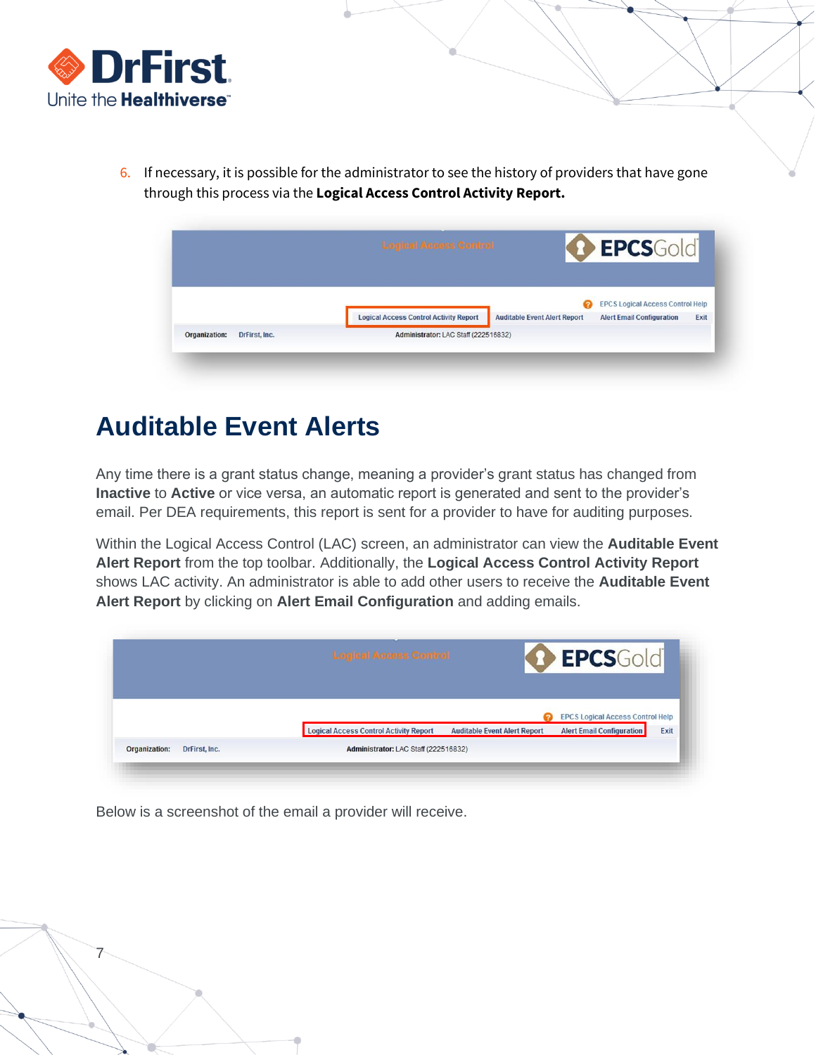6. If necessary, it is possible for the administrator to see the history of providers that have gone through this process via the **Logical Access Control Activity Report.**

## Auditable Event Alerts

Any time there is a grant status change, meaning a provider's grant status has changed from **Inactive** to **Active** or vice versa, an automatic report is generated and sent to the provider's email. Per DEA requirements, this report is sent for a provider to have for auditing purposes.

Within the Logical Access Control (LAC) screen, an administrator can view the **Auditable Event Alert Report** from the top toolbar. Additionally, the **Logical Access Control Activity Report** shows LAC activity. An administrator is able to add other users to receive the **Auditable Event Alert Report** by clicking on **Alert Email Configuration** and adding emails.

Below is a screenshot of the email a provider will receive.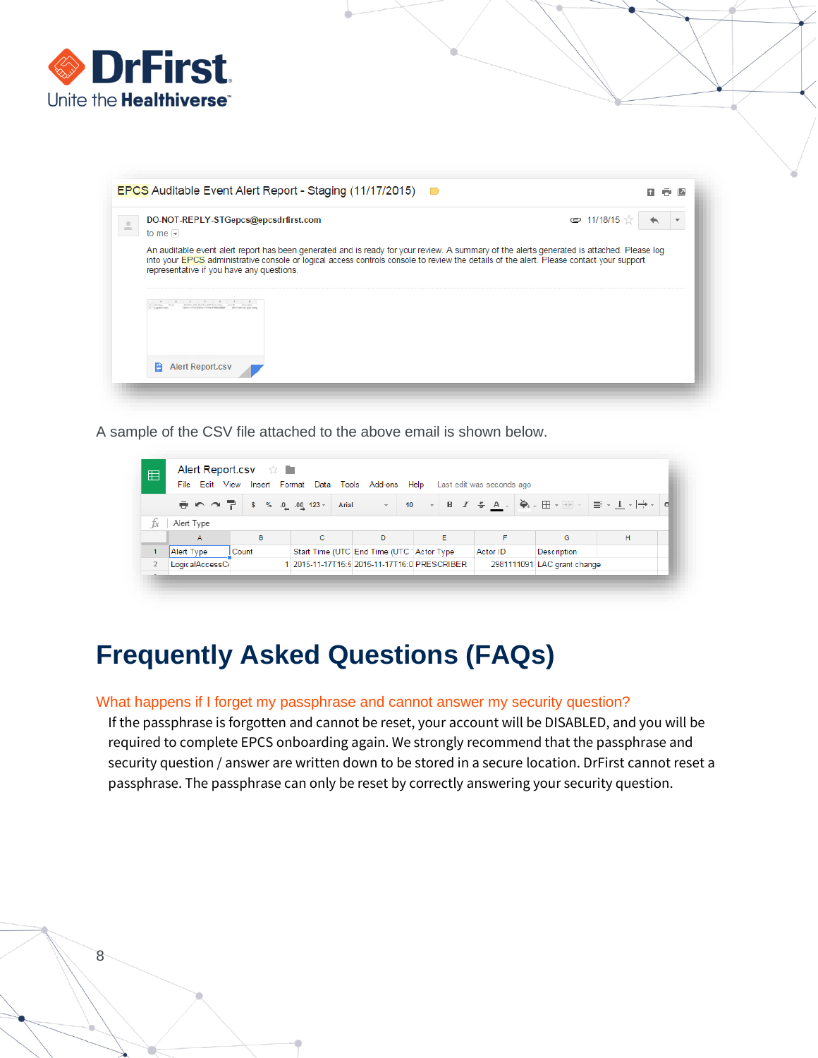EPCS Auditable Event Alert Report - Staging (11/17/2015)

DO-NOT-REPLY-STGepcs@epcsdrfirst.com

to me

11/18/15

An auditable event alert report has been generated and is ready for your review. A summary of the alerts generated is attached. Please log into your EPCS administrative console or logical access controls console to review the details of the alert. Please contact your support representative if you have any questions.

Alert Report.csv

A sample of the CSV file attached to the above email is shown below.

Alert Report.csv

| | A | B | C | D | E | F | G | H |
|---|---|---|---|---|---|---|---|---|
| 1 | Alert Type | Count | Start Time (UTC | End Time (UTC | Actor Type | Actor ID | Description | |
| 2 | LogicalAccessC | 1 | 2015-11-17T15:5 | 2015-11-17T16:0 | PRESCRIBER | 2981111091 | LAC grant change | |

# Frequently Asked Questions (FAQs)

## What happens if I forget my passphrase and cannot answer my security question?

If the passphrase is forgotten and cannot be reset, your account will be DISABLED, and you will be required to complete EPCS onboarding again. We strongly recommend that the passphrase and security question / answer are written down to be stored in a secure location. DrFirst cannot reset a passphrase. The passphrase can only be reset by correctly answering your security question.